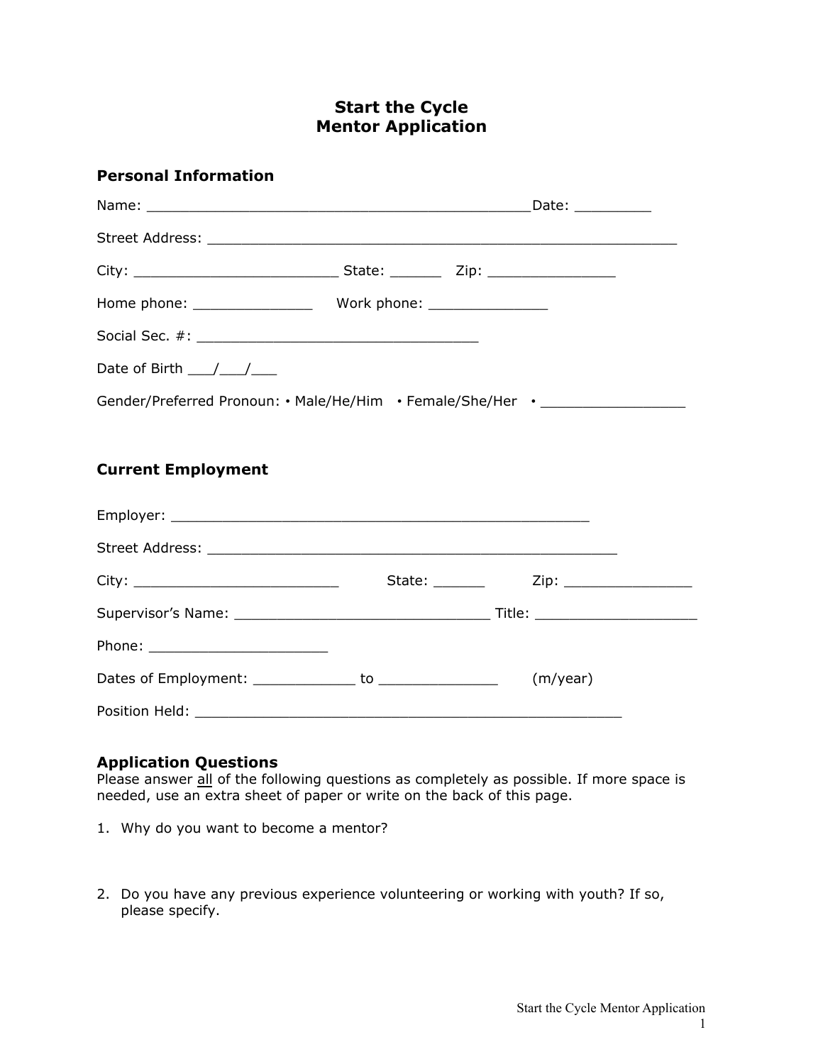# Start the Cycle
# Mentor Application

## Personal Information

Name: _____________________________________________Date: _________

Street Address: _______________________________________________________

City: ________________________ State: ______ Zip: _______________

Home phone: ______________ Work phone: ______________

Social Sec. #: _________________________________

Date of Birth ___/___/___

Gender/Preferred Pronoun: • Male/He/Him • Female/She/Her • _________________

## Current Employment

Employer: _________________________________________________

Street Address: _________________________________________________

City: ________________________ State: ______ Zip: _______________

Supervisor's Name: ______________________________ Title: ___________________

Phone: _____________________

Dates of Employment: ____________ to ______________ (m/year)

Position Held: __________________________________________________

## Application Questions

Please answer all of the following questions as completely as possible. If more space is needed, use an extra sheet of paper or write on the back of this page.

1. Why do you want to become a mentor?

2. Do you have any previous experience volunteering or working with youth? If so, please specify.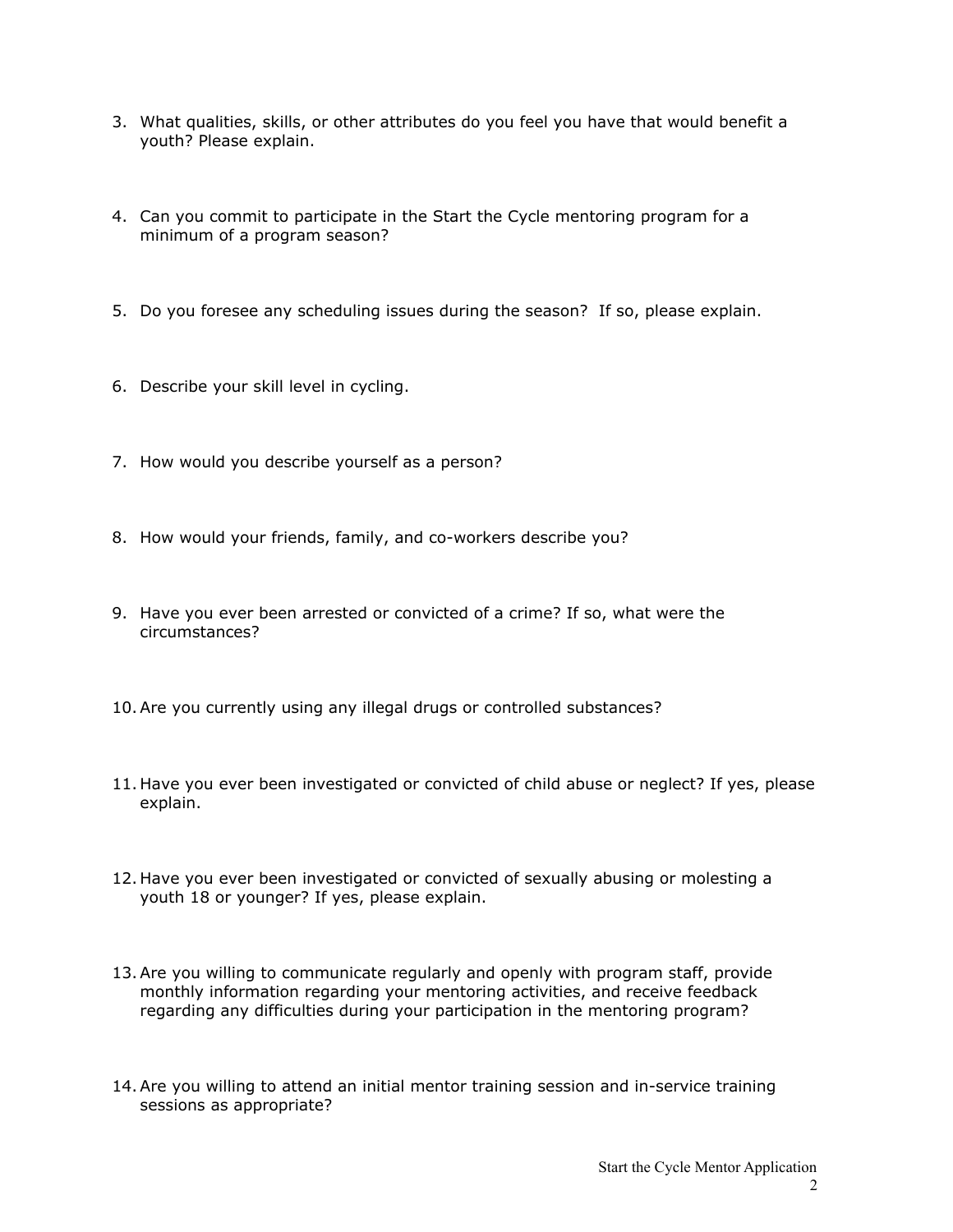3. What qualities, skills, or other attributes do you feel you have that would benefit a youth? Please explain.

4. Can you commit to participate in the Start the Cycle mentoring program for a minimum of a program season?

5. Do you foresee any scheduling issues during the season?  If so, please explain.

6. Describe your skill level in cycling.

7. How would you describe yourself as a person?

8. How would your friends, family, and co-workers describe you?

9. Have you ever been arrested or convicted of a crime? If so, what were the circumstances?

10. Are you currently using any illegal drugs or controlled substances?

11. Have you ever been investigated or convicted of child abuse or neglect? If yes, please explain.

12. Have you ever been investigated or convicted of sexually abusing or molesting a youth 18 or younger? If yes, please explain.

13. Are you willing to communicate regularly and openly with program staff, provide monthly information regarding your mentoring activities, and receive feedback regarding any difficulties during your participation in the mentoring program?

14. Are you willing to attend an initial mentor training session and in-service training sessions as appropriate?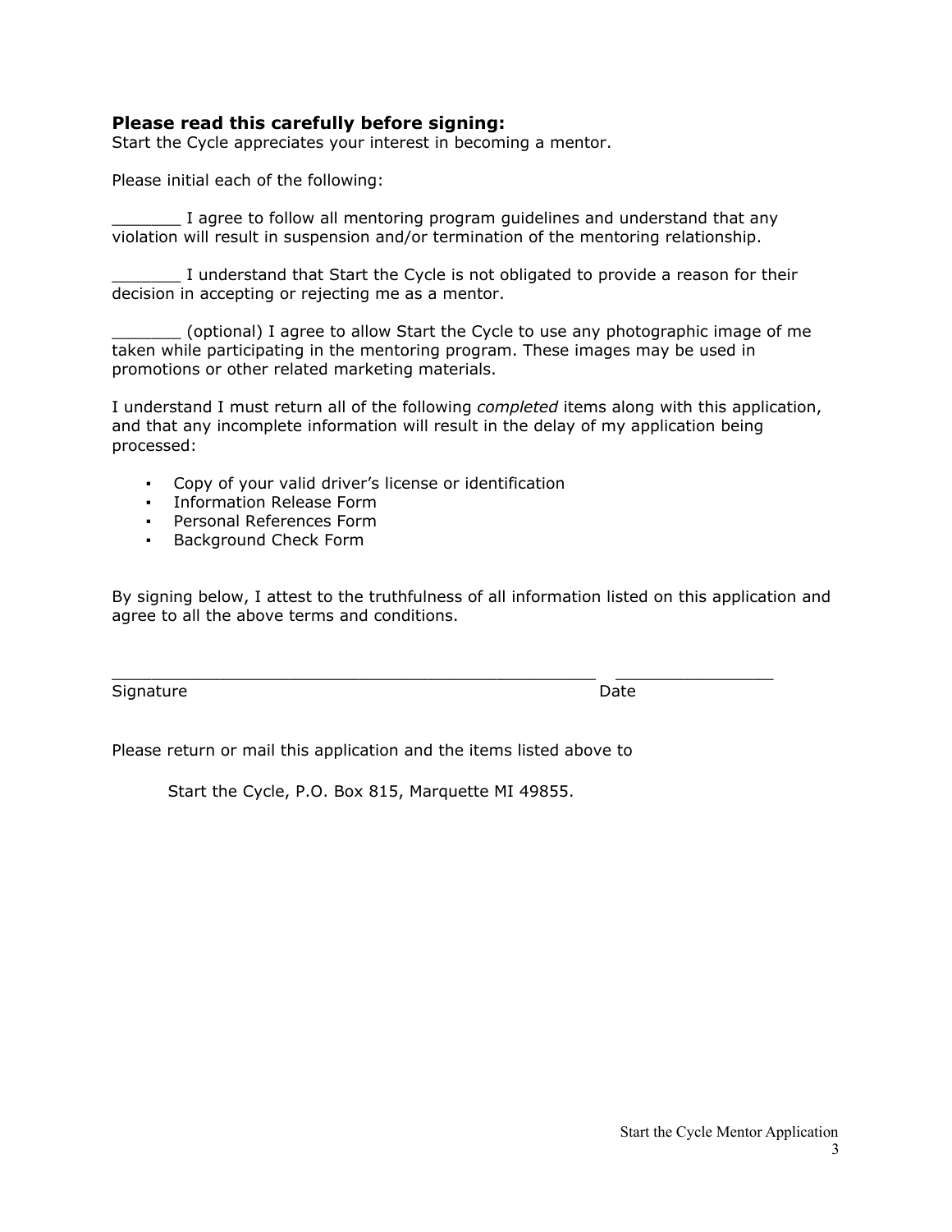**Please read this carefully before signing:**

Start the Cycle appreciates your interest in becoming a mentor.

Please initial each of the following:

_______ I agree to follow all mentoring program guidelines and understand that any violation will result in suspension and/or termination of the mentoring relationship.

_______ I understand that Start the Cycle is not obligated to provide a reason for their decision in accepting or rejecting me as a mentor.

_______ (optional) I agree to allow Start the Cycle to use any photographic image of me taken while participating in the mentoring program. These images may be used in promotions or other related marketing materials.

I understand I must return all of the following *completed* items along with this application, and that any incomplete information will result in the delay of my application being processed:

- Copy of your valid driver's license or identification
- Information Release Form
- Personal References Form
- Background Check Form

By signing below, I attest to the truthfulness of all information listed on this application and agree to all the above terms and conditions.

_________________________________________________ ________________

Signature Date

Please return or mail this application and the items listed above to

Start the Cycle, P.O. Box 815, Marquette MI 49855.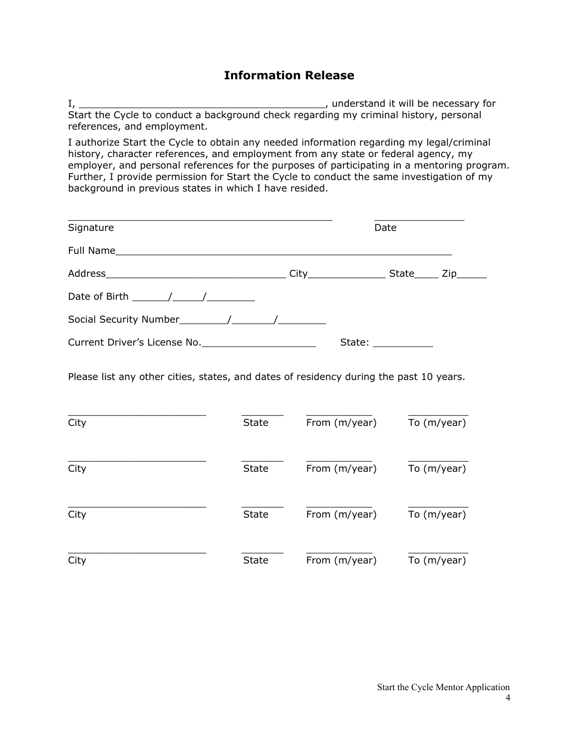## Information Release

I, ___________________________________________, understand it will be necessary for Start the Cycle to conduct a background check regarding my criminal history, personal references, and employment.

I authorize Start the Cycle to obtain any needed information regarding my legal/criminal history, character references, and employment from any state or federal agency, my employer, and personal references for the purposes of participating in a mentoring program. Further, I provide permission for Start the Cycle to conduct the same investigation of my background in previous states in which I have resided.

_______________________________________________ _______________

Signature Date

Full Name____________________________________________________________

Address_______________________________ City_____________ State____ Zip_____

Date of Birth ______/_____/________

Social Security Number________/_______/________

Current Driver's License No.___________________ State: __________

Please list any other cities, states, and dates of residency during the past 10 years.

| City | State | From (m/year) | To (m/year) |
|---|---|---|---|
| | | | |
| | | | |
| | | | |
| | | | |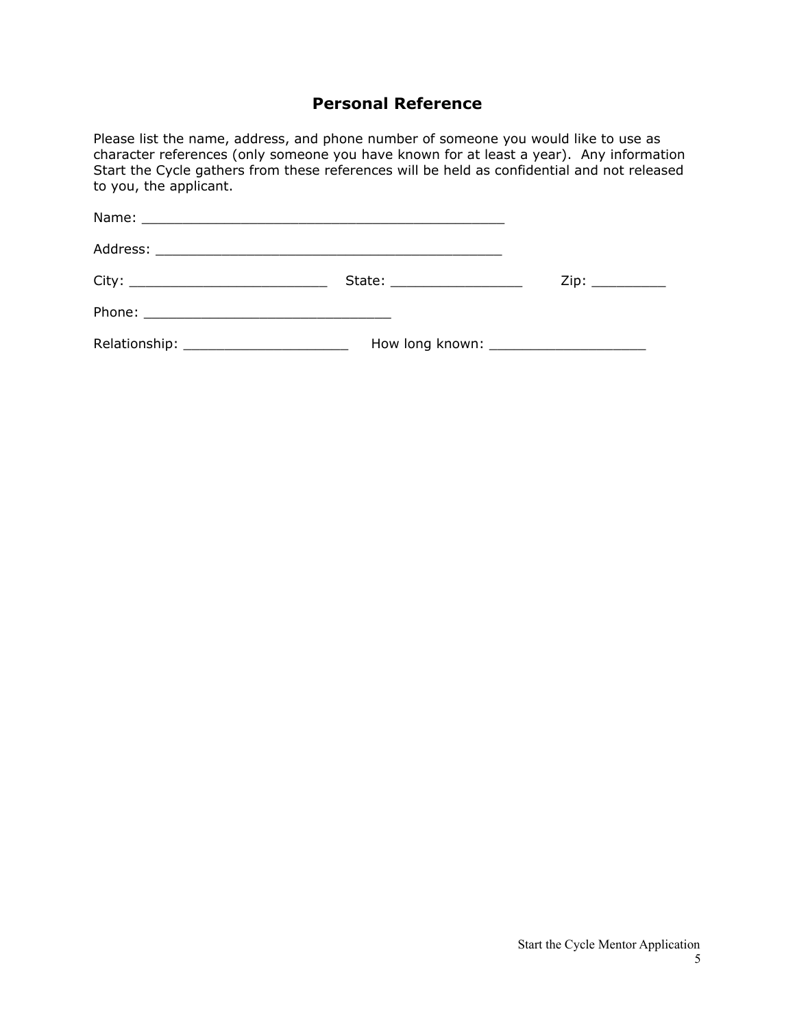## Personal Reference

Please list the name, address, and phone number of someone you would like to use as character references (only someone you have known for at least a year). Any information Start the Cycle gathers from these references will be held as confidential and not released to you, the applicant.

Name: _____________________________________________

Address: ___________________________________________

City: _________________________ State: ________________ Zip: _________

Phone: ______________________________

Relationship: ____________________ How long known: ___________________